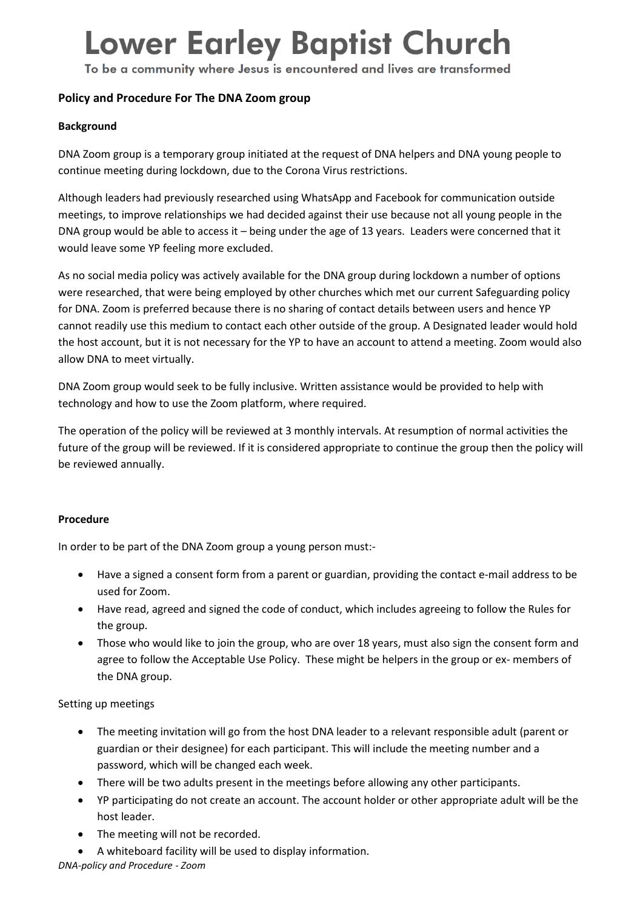# Lower Earley Baptist Church

To be a community where Jesus is encountered and lives are transformed

**Policy and Procedure For The DNA Zoom group**

**Background**

DNA Zoom group is a temporary group initiated at the request of DNA helpers and DNA young people to continue meeting during lockdown, due to the Corona Virus restrictions.

Although leaders had previously researched using WhatsApp and Facebook for communication outside meetings, to improve relationships we had decided against their use because not all young people in the DNA group would be able to access it – being under the age of 13 years. Leaders were concerned that it would leave some YP feeling more excluded.

As no social media policy was actively available for the DNA group during lockdown a number of options were researched, that were being employed by other churches which met our current Safeguarding policy for DNA. Zoom is preferred because there is no sharing of contact details between users and hence YP cannot readily use this medium to contact each other outside of the group. A Designated leader would hold the host account, but it is not necessary for the YP to have an account to attend a meeting. Zoom would also allow DNA to meet virtually.

DNA Zoom group would seek to be fully inclusive. Written assistance would be provided to help with technology and how to use the Zoom platform, where required.

The operation of the policy will be reviewed at 3 monthly intervals. At resumption of normal activities the future of the group will be reviewed. If it is considered appropriate to continue the group then the policy will be reviewed annually.

**Procedure**

In order to be part of the DNA Zoom group a young person must:-

- Have a signed a consent form from a parent or guardian, providing the contact e-mail address to be used for Zoom.
- Have read, agreed and signed the code of conduct, which includes agreeing to follow the Rules for the group.
- Those who would like to join the group, who are over 18 years, must also sign the consent form and agree to follow the Acceptable Use Policy. These might be helpers in the group or ex- members of the DNA group.

Setting up meetings

- The meeting invitation will go from the host DNA leader to a relevant responsible adult (parent or guardian or their designee) for each participant. This will include the meeting number and a password, which will be changed each week.
- There will be two adults present in the meetings before allowing any other participants.
- YP participating do not create an account. The account holder or other appropriate adult will be the host leader.
- The meeting will not be recorded.
- A whiteboard facility will be used to display information.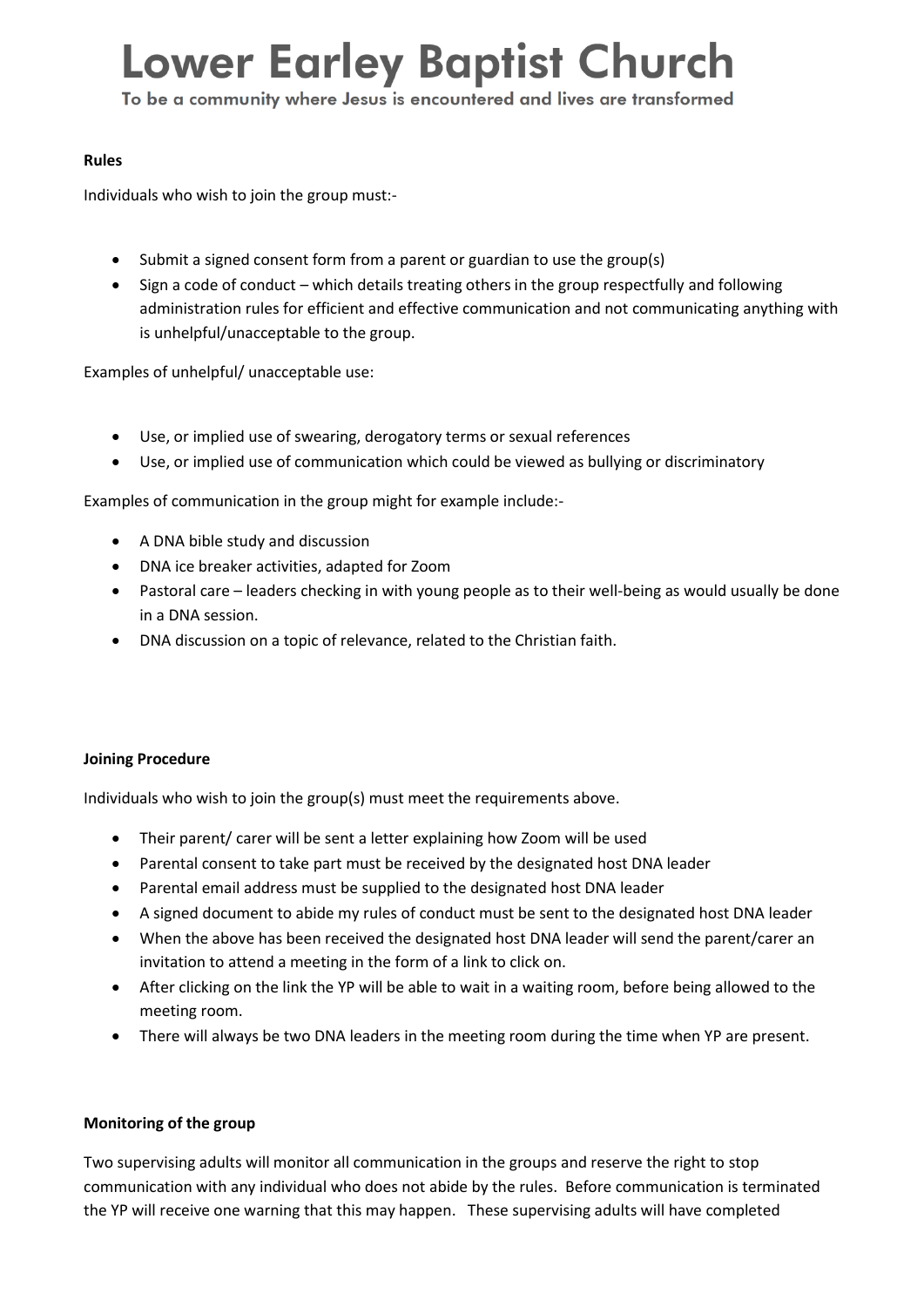**Rules**

Individuals who wish to join the group must:-

- Submit a signed consent form from a parent or guardian to use the group(s)
- Sign a code of conduct – which details treating others in the group respectfully and following administration rules for efficient and effective communication and not communicating anything with is unhelpful/unacceptable to the group.

Examples of unhelpful/ unacceptable use:

- Use, or implied use of swearing, derogatory terms or sexual references
- Use, or implied use of communication which could be viewed as bullying or discriminatory

Examples of communication in the group might for example include:-

- A DNA bible study and discussion
- DNA ice breaker activities, adapted for Zoom
- Pastoral care – leaders checking in with young people as to their well-being as would usually be done in a DNA session.
- DNA discussion on a topic of relevance, related to the Christian faith.

**Joining Procedure**

Individuals who wish to join the group(s) must meet the requirements above.

- Their parent/ carer will be sent a letter explaining how Zoom will be used
- Parental consent to take part must be received by the designated host DNA leader
- Parental email address must be supplied to the designated host DNA leader
- A signed document to abide my rules of conduct must be sent to the designated host DNA leader
- When the above has been received the designated host DNA leader will send the parent/carer an invitation to attend a meeting in the form of a link to click on.
- After clicking on the link the YP will be able to wait in a waiting room, before being allowed to the meeting room.
- There will always be two DNA leaders in the meeting room during the time when YP are present.

**Monitoring of the group**

Two supervising adults will monitor all communication in the groups and reserve the right to stop communication with any individual who does not abide by the rules. Before communication is terminated the YP will receive one warning that this may happen. These supervising adults will have completed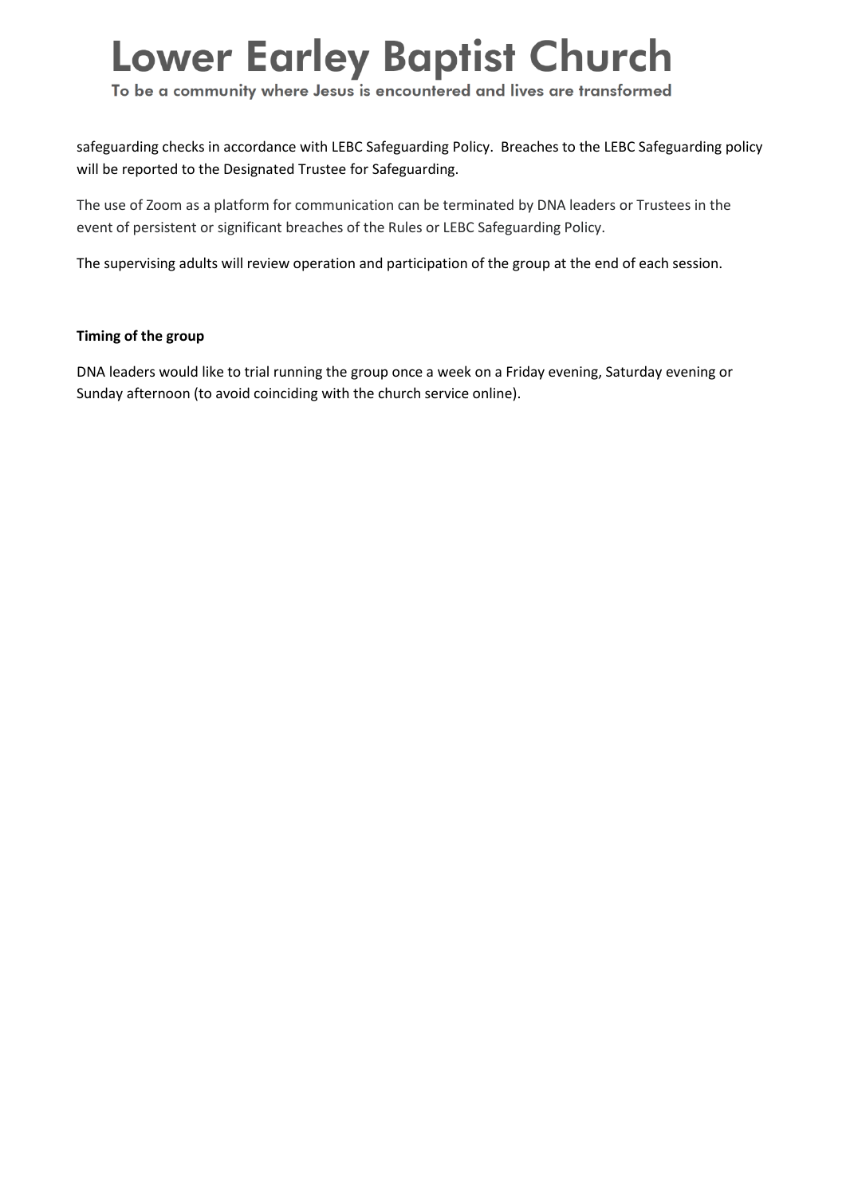safeguarding checks in accordance with LEBC Safeguarding Policy. Breaches to the LEBC Safeguarding policy will be reported to the Designated Trustee for Safeguarding.

The use of Zoom as a platform for communication can be terminated by DNA leaders or Trustees in the event of persistent or significant breaches of the Rules or LEBC Safeguarding Policy.

The supervising adults will review operation and participation of the group at the end of each session.

**Timing of the group**

DNA leaders would like to trial running the group once a week on a Friday evening, Saturday evening or Sunday afternoon (to avoid coinciding with the church service online).